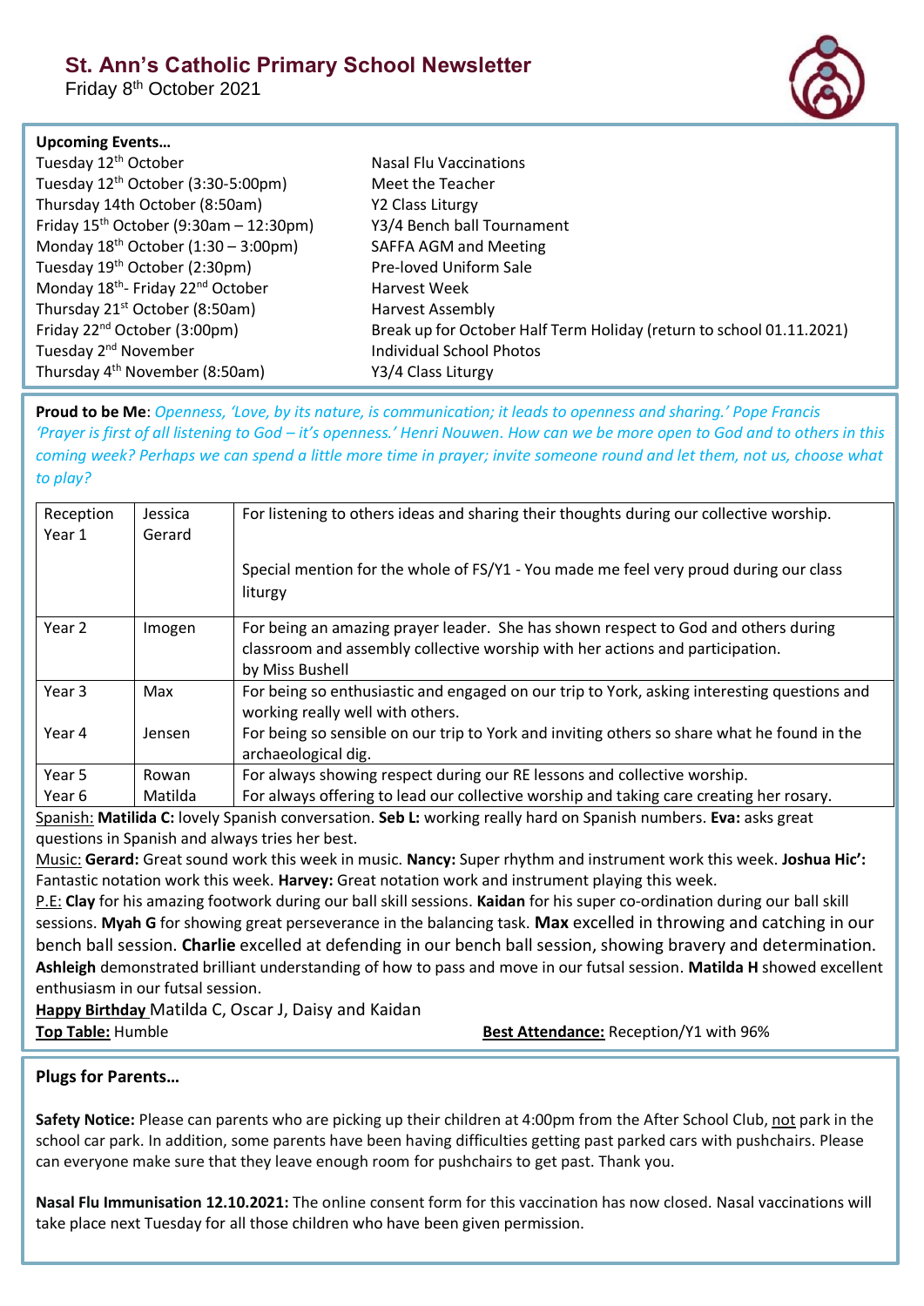# St. Ann's Catholic Primary School Newsletter

Friday 8th October 2021

**Upcoming Events…**

| | |
|---|---|
| Tuesday 12th October | Nasal Flu Vaccinations |
| Tuesday 12th October (3:30-5:00pm) | Meet the Teacher |
| Thursday 14th October (8:50am) | Y2 Class Liturgy |
| Friday 15th October (9:30am – 12:30pm) | Y3/4 Bench ball Tournament |
| Monday 18th October (1:30 – 3:00pm) | SAFFA AGM and Meeting |
| Tuesday 19th October (2:30pm) | Pre-loved Uniform Sale |
| Monday 18th- Friday 22nd October | Harvest Week |
| Thursday 21st October (8:50am) | Harvest Assembly |
| Friday 22nd October (3:00pm) | Break up for October Half Term Holiday (return to school 01.11.2021) |
| Tuesday 2nd November | Individual School Photos |
| Thursday 4th November (8:50am) | Y3/4 Class Liturgy |

**Proud to be Me**: *Openness, 'Love, by its nature, is communication; it leads to openness and sharing.' Pope Francis 'Prayer is first of all listening to God – it's openness.' Henri Nouwen. How can we be more open to God and to others in this coming week? Perhaps we can spend a little more time in prayer; invite someone round and let them, not us, choose what to play?*

| | | |
|---|---|---|
| Reception<br>Year 1 | Jessica<br>Gerard | For listening to others ideas and sharing their thoughts during our collective worship.<br><br>Special mention for the whole of FS/Y1 - You made me feel very proud during our class liturgy |
| Year 2 | Imogen | For being an amazing prayer leader. She has shown respect to God and others during classroom and assembly collective worship with her actions and participation.<br>by Miss Bushell |
| Year 3<br><br>Year 4 | Max<br><br>Jensen | For being so enthusiastic and engaged on our trip to York, asking interesting questions and working really well with others.<br>For being so sensible on our trip to York and inviting others so share what he found in the archaeological dig. |
| Year 5<br>Year 6 | Rowan<br>Matilda | For always showing respect during our RE lessons and collective worship.<br>For always offering to lead our collective worship and taking care creating her rosary. |

Spanish: **Matilda C:** lovely Spanish conversation. **Seb L:** working really hard on Spanish numbers. **Eva:** asks great questions in Spanish and always tries her best.

Music: **Gerard:** Great sound work this week in music. **Nancy:** Super rhythm and instrument work this week. **Joshua Hic':** Fantastic notation work this week. **Harvey:** Great notation work and instrument playing this week.

P.E: **Clay** for his amazing footwork during our ball skill sessions. **Kaidan** for his super co-ordination during our ball skill sessions. **Myah G** for showing great perseverance in the balancing task. **Max** excelled in throwing and catching in our bench ball session. **Charlie** excelled at defending in our bench ball session, showing bravery and determination. **Ashleigh** demonstrated brilliant understanding of how to pass and move in our futsal session. **Matilda H** showed excellent enthusiasm in our futsal session.

**Happy Birthday** Matilda C, Oscar J, Daisy and Kaidan

**Top Table:** Humble

**Best Attendance:** Reception/Y1 with 96%

## Plugs for Parents…

**Safety Notice:** Please can parents who are picking up their children at 4:00pm from the After School Club, not park in the school car park. In addition, some parents have been having difficulties getting past parked cars with pushchairs. Please can everyone make sure that they leave enough room for pushchairs to get past. Thank you.

**Nasal Flu Immunisation 12.10.2021:** The online consent form for this vaccination has now closed. Nasal vaccinations will take place next Tuesday for all those children who have been given permission.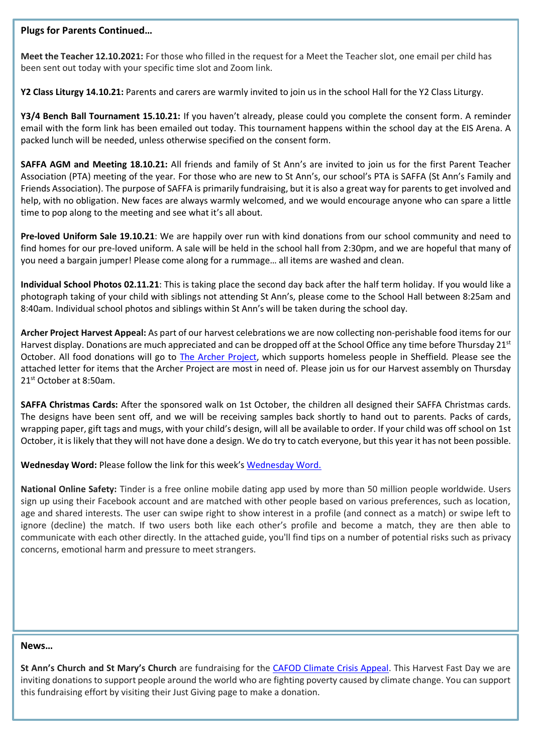## Plugs for Parents Continued…

**Meet the Teacher 12.10.2021:** For those who filled in the request for a Meet the Teacher slot, one email per child has been sent out today with your specific time slot and Zoom link.

**Y2 Class Liturgy 14.10.21:** Parents and carers are warmly invited to join us in the school Hall for the Y2 Class Liturgy.

**Y3/4 Bench Ball Tournament 15.10.21:** If you haven't already, please could you complete the consent form. A reminder email with the form link has been emailed out today. This tournament happens within the school day at the EIS Arena. A packed lunch will be needed, unless otherwise specified on the consent form.

**SAFFA AGM and Meeting 18.10.21:** All friends and family of St Ann's are invited to join us for the first Parent Teacher Association (PTA) meeting of the year. For those who are new to St Ann's, our school's PTA is SAFFA (St Ann's Family and Friends Association). The purpose of SAFFA is primarily fundraising, but it is also a great way for parents to get involved and help, with no obligation. New faces are always warmly welcomed, and we would encourage anyone who can spare a little time to pop along to the meeting and see what it's all about.

**Pre-loved Uniform Sale 19.10.21**: We are happily over run with kind donations from our school community and need to find homes for our pre-loved uniform. A sale will be held in the school hall from 2:30pm, and we are hopeful that many of you need a bargain jumper! Please come along for a rummage… all items are washed and clean.

**Individual School Photos 02.11.21**: This is taking place the second day back after the half term holiday. If you would like a photograph taking of your child with siblings not attending St Ann's, please come to the School Hall between 8:25am and 8:40am. Individual school photos and siblings within St Ann's will be taken during the school day.

**Archer Project Harvest Appeal:** As part of our harvest celebrations we are now collecting non-perishable food items for our Harvest display. Donations are much appreciated and can be dropped off at the School Office any time before Thursday 21st October. All food donations will go to The Archer Project, which supports homeless people in Sheffield. Please see the attached letter for items that the Archer Project are most in need of. Please join us for our Harvest assembly on Thursday 21st October at 8:50am.

**SAFFA Christmas Cards:** After the sponsored walk on 1st October, the children all designed their SAFFA Christmas cards. The designs have been sent off, and we will be receiving samples back shortly to hand out to parents. Packs of cards, wrapping paper, gift tags and mugs, with your child's design, will all be available to order. If your child was off school on 1st October, it is likely that they will not have done a design. We do try to catch everyone, but this year it has not been possible.

**Wednesday Word:** Please follow the link for this week's Wednesday Word.

**National Online Safety:** Tinder is a free online mobile dating app used by more than 50 million people worldwide. Users sign up using their Facebook account and are matched with other people based on various preferences, such as location, age and shared interests. The user can swipe right to show interest in a profile (and connect as a match) or swipe left to ignore (decline) the match. If two users both like each other's profile and become a match, they are then able to communicate with each other directly. In the attached guide, you'll find tips on a number of potential risks such as privacy concerns, emotional harm and pressure to meet strangers.

## News…

**St Ann's Church and St Mary's Church** are fundraising for the CAFOD Climate Crisis Appeal. This Harvest Fast Day we are inviting donations to support people around the world who are fighting poverty caused by climate change. You can support this fundraising effort by visiting their Just Giving page to make a donation.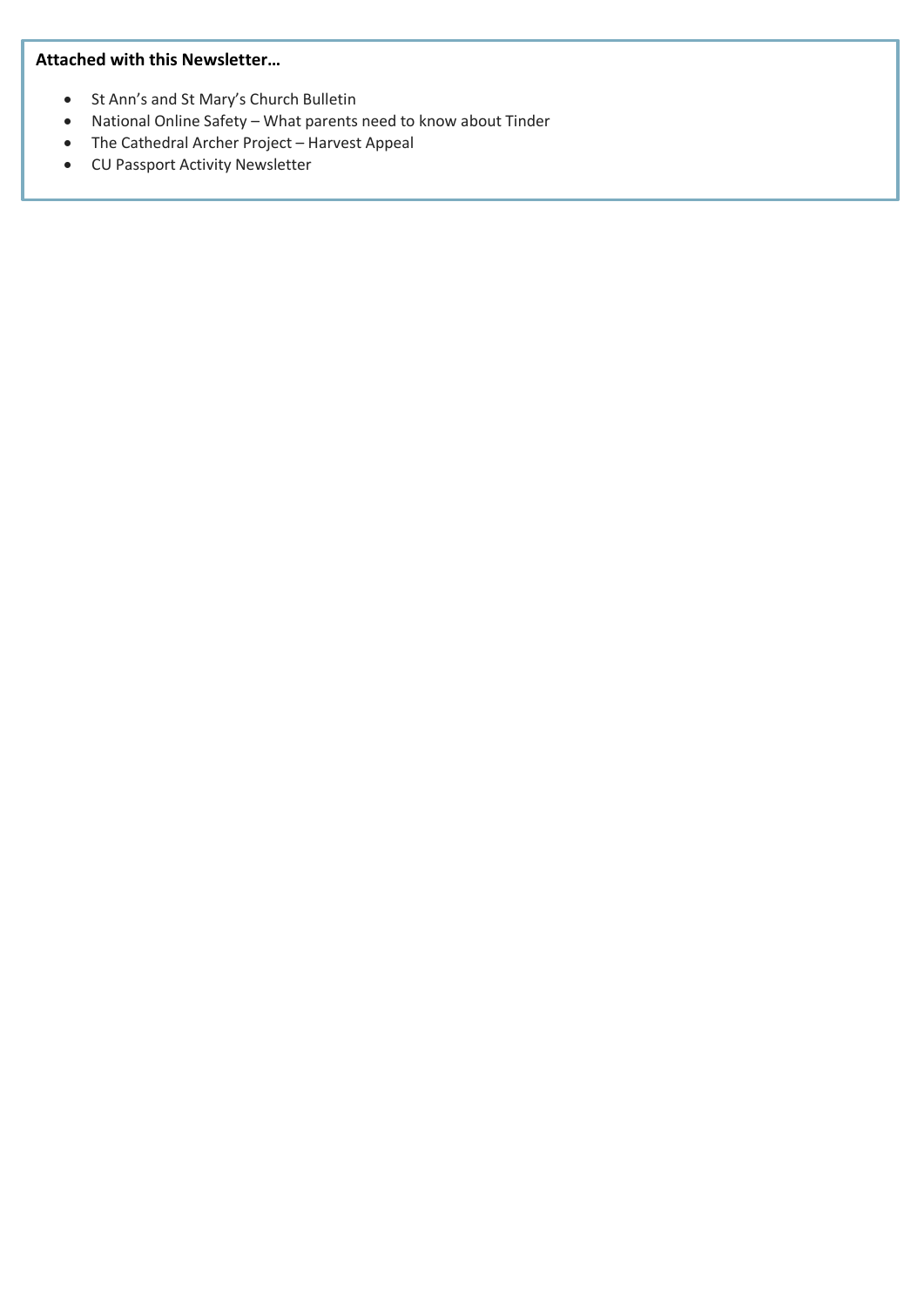**Attached with this Newsletter…**

- St Ann's and St Mary's Church Bulletin
- National Online Safety – What parents need to know about Tinder
- The Cathedral Archer Project – Harvest Appeal
- CU Passport Activity Newsletter